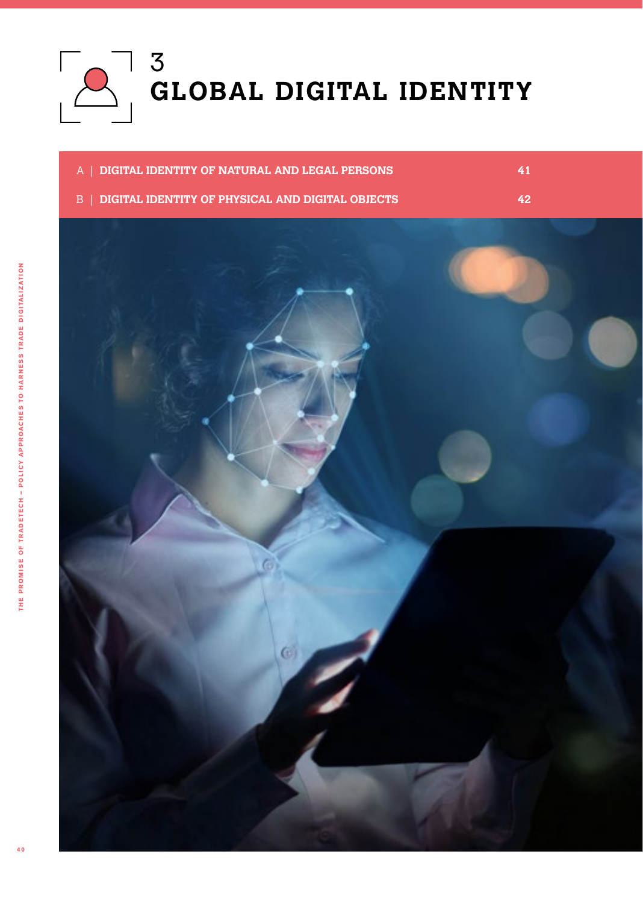# 3 GLOBAL DIGITAL IDENTITY

| | | |
|---|---|---|
| A | DIGITAL IDENTITY OF NATURAL AND LEGAL PERSONS | 41 |
| B | DIGITAL IDENTITY OF PHYSICAL AND DIGITAL OBJECTS | 42 |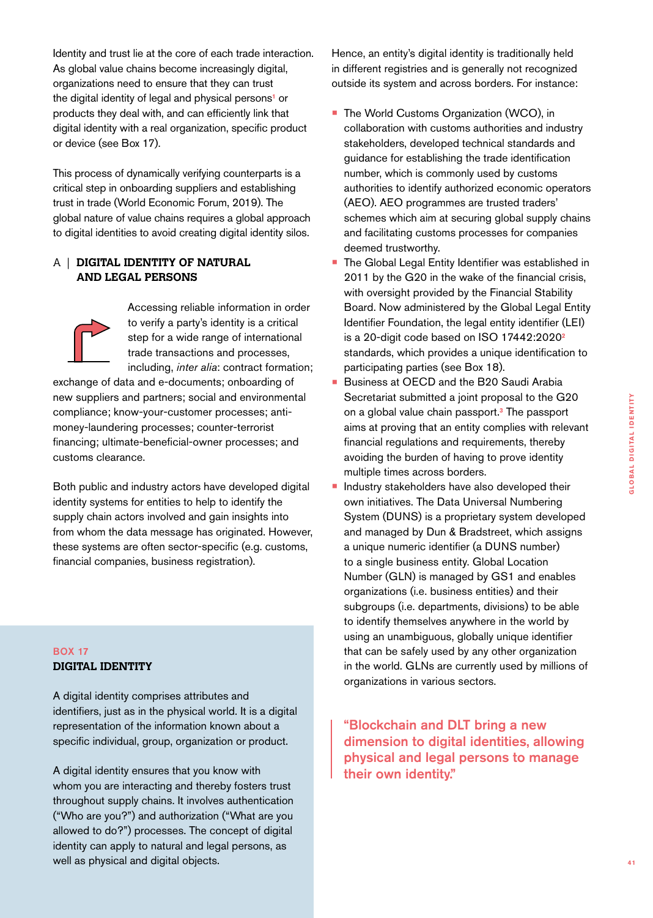Identity and trust lie at the core of each trade interaction. As global value chains become increasingly digital, organizations need to ensure that they can trust the digital identity of legal and physical persons[1] or products they deal with, and can efficiently link that digital identity with a real organization, specific product or device (see Box 17).

This process of dynamically verifying counterparts is a critical step in onboarding suppliers and establishing trust in trade (World Economic Forum, 2019). The global nature of value chains requires a global approach to digital identities to avoid creating digital identity silos.

## A | DIGITAL IDENTITY OF NATURAL AND LEGAL PERSONS

Accessing reliable information in order to verify a party's identity is a critical step for a wide range of international trade transactions and processes, including, *inter alia*: contract formation; exchange of data and e-documents; onboarding of new suppliers and partners; social and environmental compliance; know-your-customer processes; anti-money-laundering processes; counter-terrorist financing; ultimate-beneficial-owner processes; and customs clearance.

Both public and industry actors have developed digital identity systems for entities to help to identify the supply chain actors involved and gain insights into from whom the data message has originated. However, these systems are often sector-specific (e.g. customs, financial companies, business registration).

> **BOX 17**
>
> **DIGITAL IDENTITY**
>
> A digital identity comprises attributes and identifiers, just as in the physical world. It is a digital representation of the information known about a specific individual, group, organization or product.
>
> A digital identity ensures that you know with whom you are interacting and thereby fosters trust throughout supply chains. It involves authentication ("Who are you?") and authorization ("What are you allowed to do?") processes. The concept of digital identity can apply to natural and legal persons, as well as physical and digital objects.

Hence, an entity's digital identity is traditionally held in different registries and is generally not recognized outside its system and across borders. For instance:

- The World Customs Organization (WCO), in collaboration with customs authorities and industry stakeholders, developed technical standards and guidance for establishing the trade identification number, which is commonly used by customs authorities to identify authorized economic operators (AEO). AEO programmes are trusted traders' schemes which aim at securing global supply chains and facilitating customs processes for companies deemed trustworthy.
- The Global Legal Entity Identifier was established in 2011 by the G20 in the wake of the financial crisis, with oversight provided by the Financial Stability Board. Now administered by the Global Legal Entity Identifier Foundation, the legal entity identifier (LEI) is a 20-digit code based on ISO 17442:2020[2] standards, which provides a unique identification to participating parties (see Box 18).
- Business at OECD and the B20 Saudi Arabia Secretariat submitted a joint proposal to the G20 on a global value chain passport.[3] The passport aims at proving that an entity complies with relevant financial regulations and requirements, thereby avoiding the burden of having to prove identity multiple times across borders.
- Industry stakeholders have also developed their own initiatives. The Data Universal Numbering System (DUNS) is a proprietary system developed and managed by Dun & Bradstreet, which assigns a unique numeric identifier (a DUNS number) to a single business entity. Global Location Number (GLN) is managed by GS1 and enables organizations (i.e. business entities) and their subgroups (i.e. departments, divisions) to be able to identify themselves anywhere in the world by using an unambiguous, globally unique identifier that can be safely used by any other organization in the world. GLNs are currently used by millions of organizations in various sectors.

> "Blockchain and DLT bring a new dimension to digital identities, allowing physical and legal persons to manage their own identity."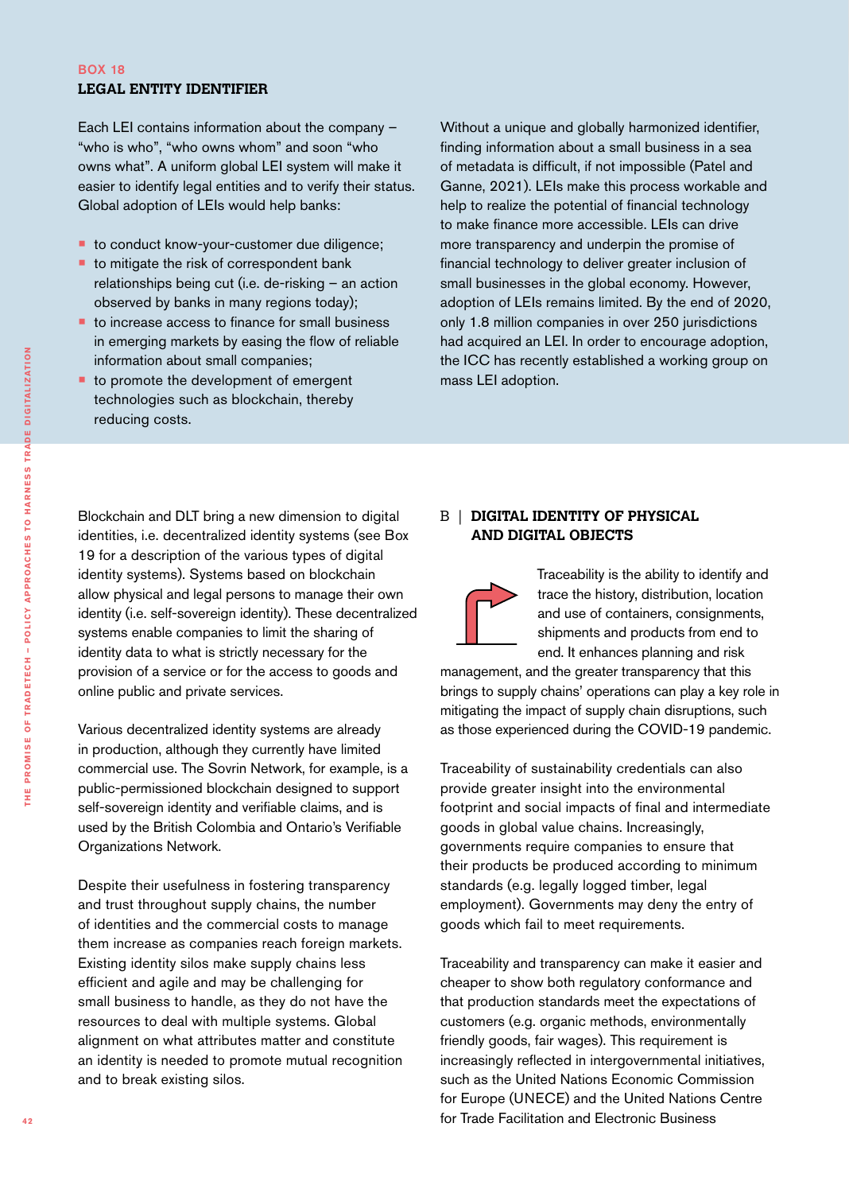BOX 18

### LEGAL ENTITY IDENTIFIER

Each LEI contains information about the company – "who is who", "who owns whom" and soon "who owns what". A uniform global LEI system will make it easier to identify legal entities and to verify their status. Global adoption of LEIs would help banks:

- to conduct know-your-customer due diligence;
- to mitigate the risk of correspondent bank relationships being cut (i.e. de-risking – an action observed by banks in many regions today);
- to increase access to finance for small business in emerging markets by easing the flow of reliable information about small companies;
- to promote the development of emergent technologies such as blockchain, thereby reducing costs.

Without a unique and globally harmonized identifier, finding information about a small business in a sea of metadata is difficult, if not impossible (Patel and Ganne, 2021). LEIs make this process workable and help to realize the potential of financial technology to make finance more accessible. LEIs can drive more transparency and underpin the promise of financial technology to deliver greater inclusion of small businesses in the global economy. However, adoption of LEIs remains limited. By the end of 2020, only 1.8 million companies in over 250 jurisdictions had acquired an LEI. In order to encourage adoption, the ICC has recently established a working group on mass LEI adoption.

Blockchain and DLT bring a new dimension to digital identities, i.e. decentralized identity systems (see Box 19 for a description of the various types of digital identity systems). Systems based on blockchain allow physical and legal persons to manage their own identity (i.e. self-sovereign identity). These decentralized systems enable companies to limit the sharing of identity data to what is strictly necessary for the provision of a service or for the access to goods and online public and private services.

Various decentralized identity systems are already in production, although they currently have limited commercial use. The Sovrin Network, for example, is a public-permissioned blockchain designed to support self-sovereign identity and verifiable claims, and is used by the British Colombia and Ontario's Verifiable Organizations Network.

Despite their usefulness in fostering transparency and trust throughout supply chains, the number of identities and the commercial costs to manage them increase as companies reach foreign markets. Existing identity silos make supply chains less efficient and agile and may be challenging for small business to handle, as they do not have the resources to deal with multiple systems. Global alignment on what attributes matter and constitute an identity is needed to promote mutual recognition and to break existing silos.

## B | DIGITAL IDENTITY OF PHYSICAL AND DIGITAL OBJECTS

Traceability is the ability to identify and trace the history, distribution, location and use of containers, consignments, shipments and products from end to end. It enhances planning and risk management, and the greater transparency that this brings to supply chains' operations can play a key role in mitigating the impact of supply chain disruptions, such as those experienced during the COVID-19 pandemic.

Traceability of sustainability credentials can also provide greater insight into the environmental footprint and social impacts of final and intermediate goods in global value chains. Increasingly, governments require companies to ensure that their products be produced according to minimum standards (e.g. legally logged timber, legal employment). Governments may deny the entry of goods which fail to meet requirements.

Traceability and transparency can make it easier and cheaper to show both regulatory conformance and that production standards meet the expectations of customers (e.g. organic methods, environmentally friendly goods, fair wages). This requirement is increasingly reflected in intergovernmental initiatives, such as the United Nations Economic Commission for Europe (UNECE) and the United Nations Centre for Trade Facilitation and Electronic Business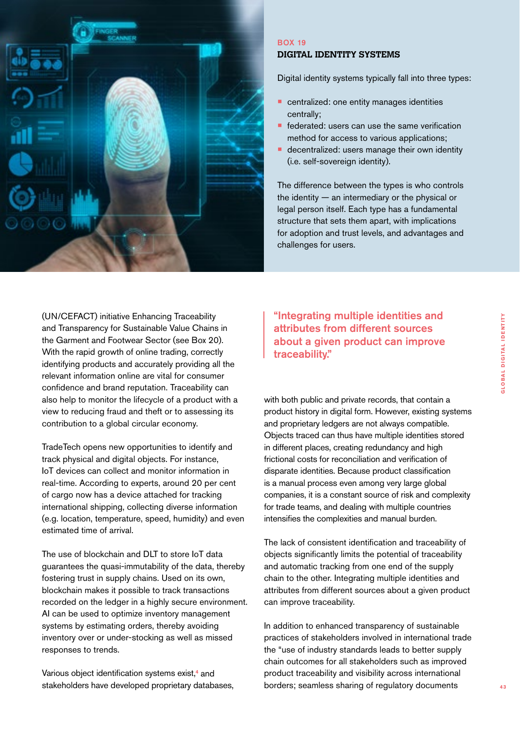**BOX 19**

### DIGITAL IDENTITY SYSTEMS

Digital identity systems typically fall into three types:

- centralized: one entity manages identities centrally;
- federated: users can use the same verification method for access to various applications;
- decentralized: users manage their own identity (i.e. self-sovereign identity).

The difference between the types is who controls the identity — an intermediary or the physical or legal person itself. Each type has a fundamental structure that sets them apart, with implications for adoption and trust levels, and advantages and challenges for users.

(UN/CEFACT) initiative Enhancing Traceability and Transparency for Sustainable Value Chains in the Garment and Footwear Sector (see Box 20). With the rapid growth of online trading, correctly identifying products and accurately providing all the relevant information online are vital for consumer confidence and brand reputation. Traceability can also help to monitor the lifecycle of a product with a view to reducing fraud and theft or to assessing its contribution to a global circular economy.

TradeTech opens new opportunities to identify and track physical and digital objects. For instance, IoT devices can collect and monitor information in real-time. According to experts, around 20 per cent of cargo now has a device attached for tracking international shipping, collecting diverse information (e.g. location, temperature, speed, humidity) and even estimated time of arrival.

The use of blockchain and DLT to store IoT data guarantees the quasi-immutability of the data, thereby fostering trust in supply chains. Used on its own, blockchain makes it possible to track transactions recorded on the ledger in a highly secure environment. AI can be used to optimize inventory management systems by estimating orders, thereby avoiding inventory over or under-stocking as well as missed responses to trends.

Various object identification systems exist,[4] and stakeholders have developed proprietary databases, with both public and private records, that contain a product history in digital form. However, existing systems and proprietary ledgers are not always compatible. Objects traced can thus have multiple identities stored in different places, creating redundancy and high frictional costs for reconciliation and verification of disparate identities. Because product classification is a manual process even among very large global companies, it is a constant source of risk and complexity for trade teams, and dealing with multiple countries intensifies the complexities and manual burden.

> “Integrating multiple identities and attributes from different sources about a given product can improve traceability.”

The lack of consistent identification and traceability of objects significantly limits the potential of traceability and automatic tracking from one end of the supply chain to the other. Integrating multiple identities and attributes from different sources about a given product can improve traceability.

In addition to enhanced transparency of sustainable practices of stakeholders involved in international trade the “use of industry standards leads to better supply chain outcomes for all stakeholders such as improved product traceability and visibility across international borders; seamless sharing of regulatory documents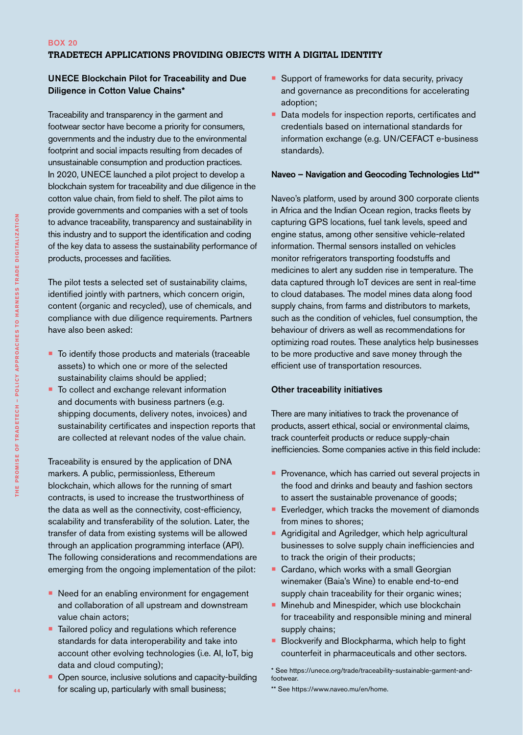BOX 20

## TRADETECH APPLICATIONS PROVIDING OBJECTS WITH A DIGITAL IDENTITY

### UNECE Blockchain Pilot for Traceability and Due Diligence in Cotton Value Chains*

Traceability and transparency in the garment and footwear sector have become a priority for consumers, governments and the industry due to the environmental footprint and social impacts resulting from decades of unsustainable consumption and production practices. In 2020, UNECE launched a pilot project to develop a blockchain system for traceability and due diligence in the cotton value chain, from field to shelf. The pilot aims to provide governments and companies with a set of tools to advance traceability, transparency and sustainability in this industry and to support the identification and coding of the key data to assess the sustainability performance of products, processes and facilities.

The pilot tests a selected set of sustainability claims, identified jointly with partners, which concern origin, content (organic and recycled), use of chemicals, and compliance with due diligence requirements. Partners have also been asked:

- To identify those products and materials (traceable assets) to which one or more of the selected sustainability claims should be applied;
- To collect and exchange relevant information and documents with business partners (e.g. shipping documents, delivery notes, invoices) and sustainability certificates and inspection reports that are collected at relevant nodes of the value chain.

Traceability is ensured by the application of DNA markers. A public, permissionless, Ethereum blockchain, which allows for the running of smart contracts, is used to increase the trustworthiness of the data as well as the connectivity, cost-efficiency, scalability and transferability of the solution. Later, the transfer of data from existing systems will be allowed through an application programming interface (API). The following considerations and recommendations are emerging from the ongoing implementation of the pilot:

- Need for an enabling environment for engagement and collaboration of all upstream and downstream value chain actors;
- Tailored policy and regulations which reference standards for data interoperability and take into account other evolving technologies (i.e. AI, IoT, big data and cloud computing);
- Open source, inclusive solutions and capacity-building for scaling up, particularly with small business;
- Support of frameworks for data security, privacy and governance as preconditions for accelerating adoption;
- Data models for inspection reports, certificates and credentials based on international standards for information exchange (e.g. UN/CEFACT e-business standards).

### Naveo – Navigation and Geocoding Technologies Ltd**

Naveo's platform, used by around 300 corporate clients in Africa and the Indian Ocean region, tracks fleets by capturing GPS locations, fuel tank levels, speed and engine status, among other sensitive vehicle-related information. Thermal sensors installed on vehicles monitor refrigerators transporting foodstuffs and medicines to alert any sudden rise in temperature. The data captured through IoT devices are sent in real-time to cloud databases. The model mines data along food supply chains, from farms and distributors to markets, such as the condition of vehicles, fuel consumption, the behaviour of drivers as well as recommendations for optimizing road routes. These analytics help businesses to be more productive and save money through the efficient use of transportation resources.

### Other traceability initiatives

There are many initiatives to track the provenance of products, assert ethical, social or environmental claims, track counterfeit products or reduce supply-chain inefficiencies. Some companies active in this field include:

- Provenance, which has carried out several projects in the food and drinks and beauty and fashion sectors to assert the sustainable provenance of goods;
- Everledger, which tracks the movement of diamonds from mines to shores;
- Agridigital and Agriledger, which help agricultural businesses to solve supply chain inefficiencies and to track the origin of their products;
- Cardano, which works with a small Georgian winemaker (Baia's Wine) to enable end-to-end supply chain traceability for their organic wines;
- Minehub and Minespider, which use blockchain for traceability and responsible mining and mineral supply chains;
- Blockverify and Blockpharma, which help to fight counterfeit in pharmaceuticals and other sectors.

* See https://unece.org/trade/traceability-sustainable-garment-and-footwear.

** See https://www.naveo.mu/en/home.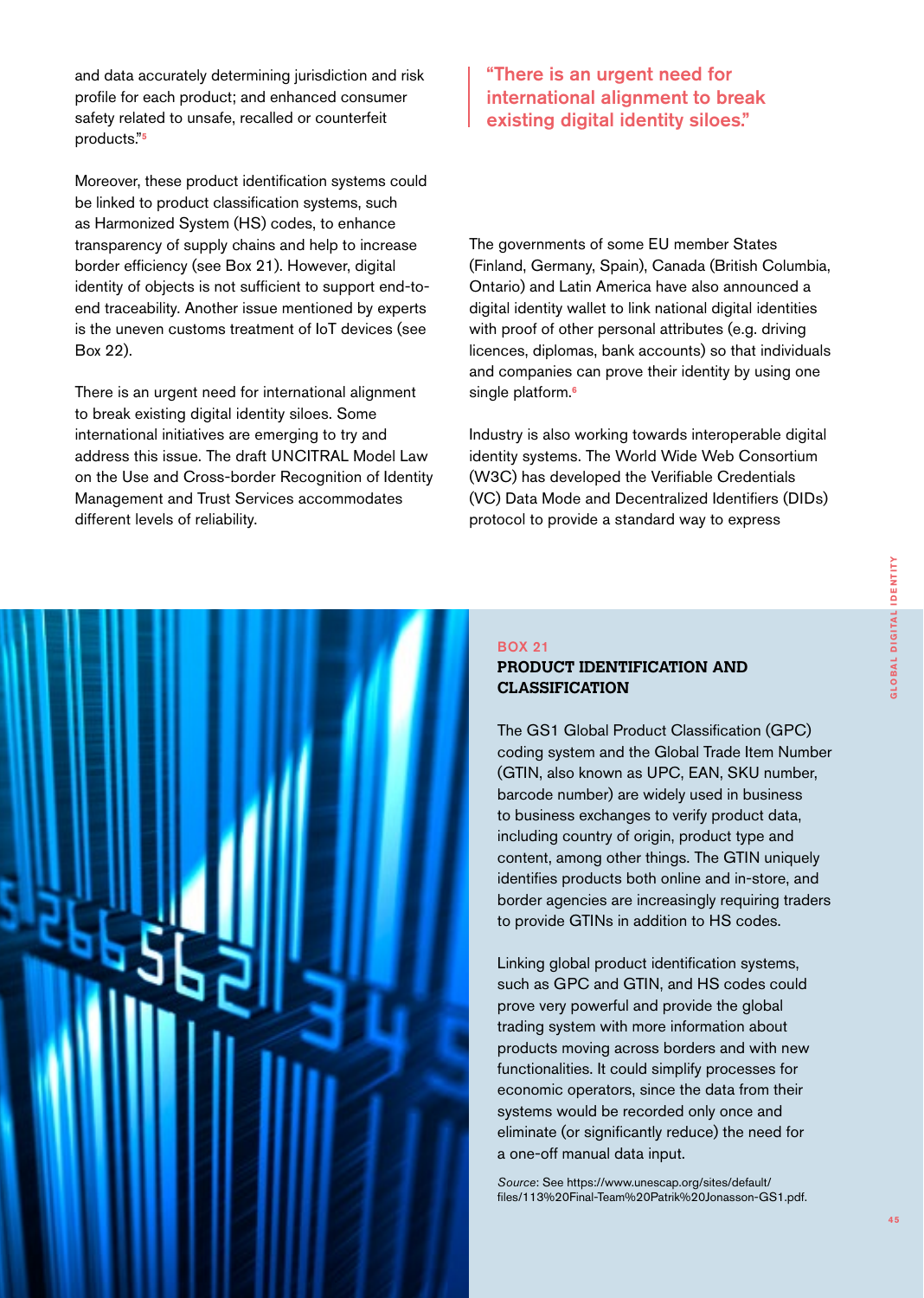and data accurately determining jurisdiction and risk profile for each product; and enhanced consumer safety related to unsafe, recalled or counterfeit products."[5]

Moreover, these product identification systems could be linked to product classification systems, such as Harmonized System (HS) codes, to enhance transparency of supply chains and help to increase border efficiency (see Box 21). However, digital identity of objects is not sufficient to support end-to-end traceability. Another issue mentioned by experts is the uneven customs treatment of IoT devices (see Box 22).

There is an urgent need for international alignment to break existing digital identity siloes. Some international initiatives are emerging to try and address this issue. The draft UNCITRAL Model Law on the Use and Cross-border Recognition of Identity Management and Trust Services accommodates different levels of reliability.

> "There is an urgent need for international alignment to break existing digital identity siloes."

The governments of some EU member States (Finland, Germany, Spain), Canada (British Columbia, Ontario) and Latin America have also announced a digital identity wallet to link national digital identities with proof of other personal attributes (e.g. driving licences, diplomas, bank accounts) so that individuals and companies can prove their identity by using one single platform.[6]

Industry is also working towards interoperable digital identity systems. The World Wide Web Consortium (W3C) has developed the Verifiable Credentials (VC) Data Mode and Decentralized Identifiers (DIDs) protocol to provide a standard way to express

## BOX 21
### PRODUCT IDENTIFICATION AND CLASSIFICATION

The GS1 Global Product Classification (GPC) coding system and the Global Trade Item Number (GTIN, also known as UPC, EAN, SKU number, barcode number) are widely used in business to business exchanges to verify product data, including country of origin, product type and content, among other things. The GTIN uniquely identifies products both online and in-store, and border agencies are increasingly requiring traders to provide GTINs in addition to HS codes.

Linking global product identification systems, such as GPC and GTIN, and HS codes could prove very powerful and provide the global trading system with more information about products moving across borders and with new functionalities. It could simplify processes for economic operators, since the data from their systems would be recorded only once and eliminate (or significantly reduce) the need for a one-off manual data input.

*Source*: See https://www.unescap.org/sites/default/files/113%20Final-Team%20Patrik%20Jonasson-GS1.pdf.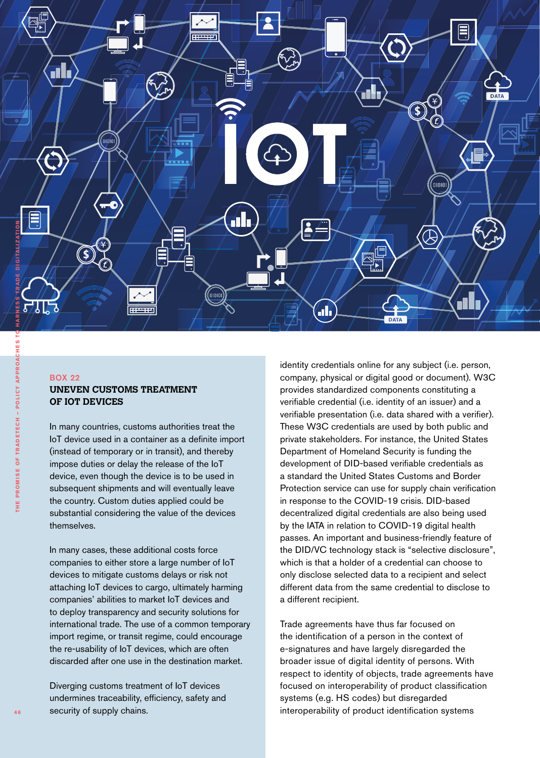## BOX 22

### UNEVEN CUSTOMS TREATMENT OF IOT DEVICES

In many countries, customs authorities treat the IoT device used in a container as a definite import (instead of temporary or in transit), and thereby impose duties or delay the release of the IoT device, even though the device is to be used in subsequent shipments and will eventually leave the country. Custom duties applied could be substantial considering the value of the devices themselves.

In many cases, these additional costs force companies to either store a large number of IoT devices to mitigate customs delays or risk not attaching IoT devices to cargo, ultimately harming companies' abilities to market IoT devices and to deploy transparency and security solutions for international trade. The use of a common temporary import regime, or transit regime, could encourage the re-usability of IoT devices, which are often discarded after one use in the destination market.

Diverging customs treatment of IoT devices undermines traceability, efficiency, safety and security of supply chains.

identity credentials online for any subject (i.e. person, company, physical or digital good or document). W3C provides standardized components constituting a verifiable credential (i.e. identity of an issuer) and a verifiable presentation (i.e. data shared with a verifier). These W3C credentials are used by both public and private stakeholders. For instance, the United States Department of Homeland Security is funding the development of DID-based verifiable credentials as a standard the United States Customs and Border Protection service can use for supply chain verification in response to the COVID-19 crisis. DID-based decentralized digital credentials are also being used by the IATA in relation to COVID-19 digital health passes. An important and business-friendly feature of the DID/VC technology stack is "selective disclosure", which is that a holder of a credential can choose to only disclose selected data to a recipient and select different data from the same credential to disclose to a different recipient.

Trade agreements have thus far focused on the identification of a person in the context of e-signatures and have largely disregarded the broader issue of digital identity of persons. With respect to identity of objects, trade agreements have focused on interoperability of product classification systems (e.g. HS codes) but disregarded interoperability of product identification systems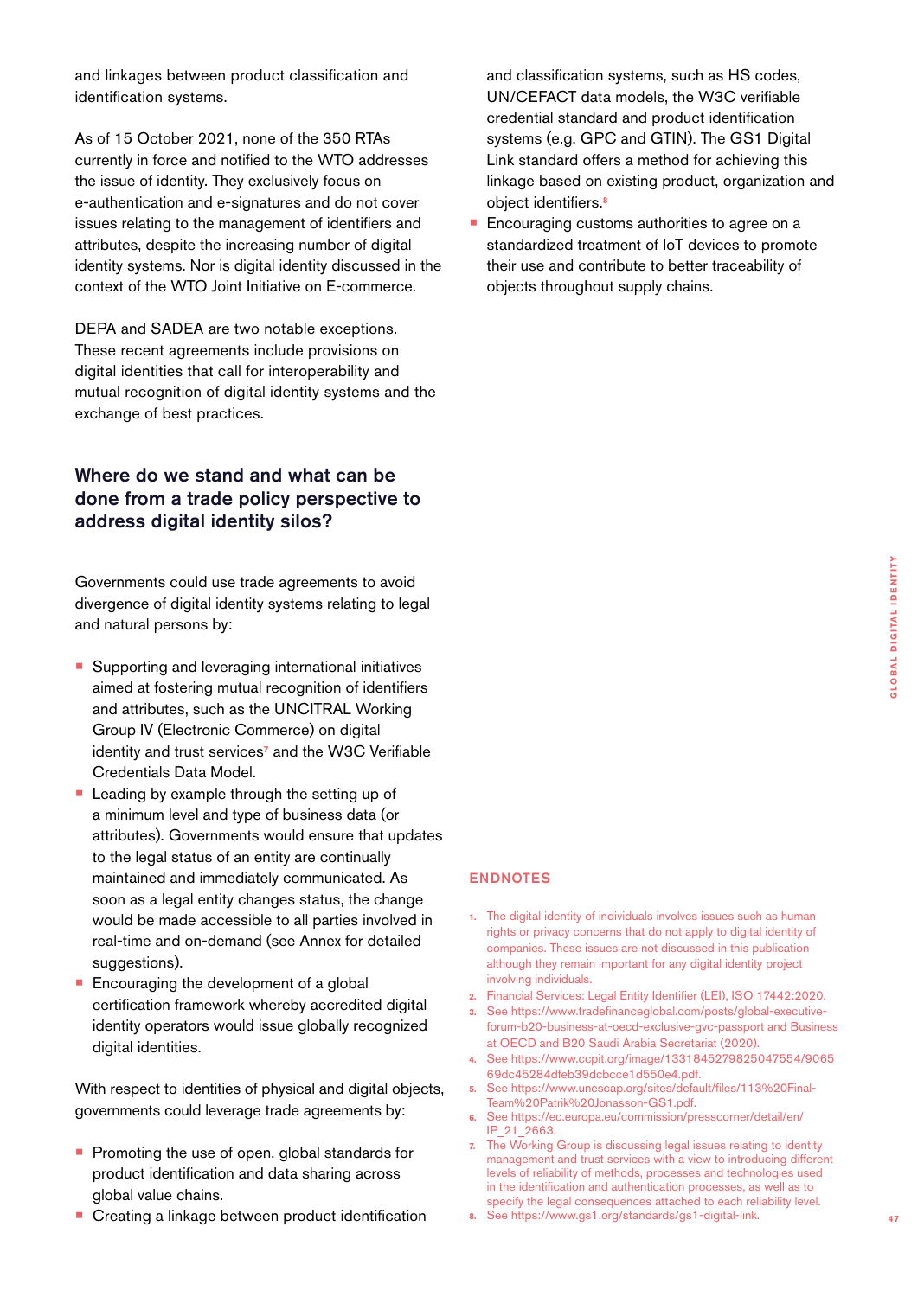and linkages between product classification and identification systems.

As of 15 October 2021, none of the 350 RTAs currently in force and notified to the WTO addresses the issue of identity. They exclusively focus on e-authentication and e-signatures and do not cover issues relating to the management of identifiers and attributes, despite the increasing number of digital identity systems. Nor is digital identity discussed in the context of the WTO Joint Initiative on E-commerce.

DEPA and SADEA are two notable exceptions. These recent agreements include provisions on digital identities that call for interoperability and mutual recognition of digital identity systems and the exchange of best practices.

## Where do we stand and what can be done from a trade policy perspective to address digital identity silos?

Governments could use trade agreements to avoid divergence of digital identity systems relating to legal and natural persons by:

- Supporting and leveraging international initiatives aimed at fostering mutual recognition of identifiers and attributes, such as the UNCITRAL Working Group IV (Electronic Commerce) on digital identity and trust services[7] and the W3C Verifiable Credentials Data Model.
- Leading by example through the setting up of a minimum level and type of business data (or attributes). Governments would ensure that updates to the legal status of an entity are continually maintained and immediately communicated. As soon as a legal entity changes status, the change would be made accessible to all parties involved in real-time and on-demand (see Annex for detailed suggestions).
- Encouraging the development of a global certification framework whereby accredited digital identity operators would issue globally recognized digital identities.

With respect to identities of physical and digital objects, governments could leverage trade agreements by:

- Promoting the use of open, global standards for product identification and data sharing across global value chains.
- Creating a linkage between product identification and classification systems, such as HS codes, UN/CEFACT data models, the W3C verifiable credential standard and product identification systems (e.g. GPC and GTIN). The GS1 Digital Link standard offers a method for achieving this linkage based on existing product, organization and object identifiers.[8]
- Encouraging customs authorities to agree on a standardized treatment of IoT devices to promote their use and contribute to better traceability of objects throughout supply chains.

## ENDNOTES

1. The digital identity of individuals involves issues such as human rights or privacy concerns that do not apply to digital identity of companies. These issues are not discussed in this publication although they remain important for any digital identity project involving individuals.
2. Financial Services: Legal Entity Identifier (LEI), ISO 17442:2020.
3. See https://www.tradefinanceglobal.com/posts/global-executive-forum-b20-business-at-oecd-exclusive-gvc-passport and Business at OECD and B20 Saudi Arabia Secretariat (2020).
4. See https://www.ccpit.org/image/1331845279825047554/906569dc45284dfeb39dcbcce1d550e4.pdf.
5. See https://www.unescap.org/sites/default/files/113%20Final-Team%20Patrik%20Jonasson-GS1.pdf.
6. See https://ec.europa.eu/commission/presscorner/detail/en/IP_21_2663.
7. The Working Group is discussing legal issues relating to identity management and trust services with a view to introducing different levels of reliability of methods, processes and technologies used in the identification and authentication processes, as well as to specify the legal consequences attached to each reliability level.
8. See https://www.gs1.org/standards/gs1-digital-link.